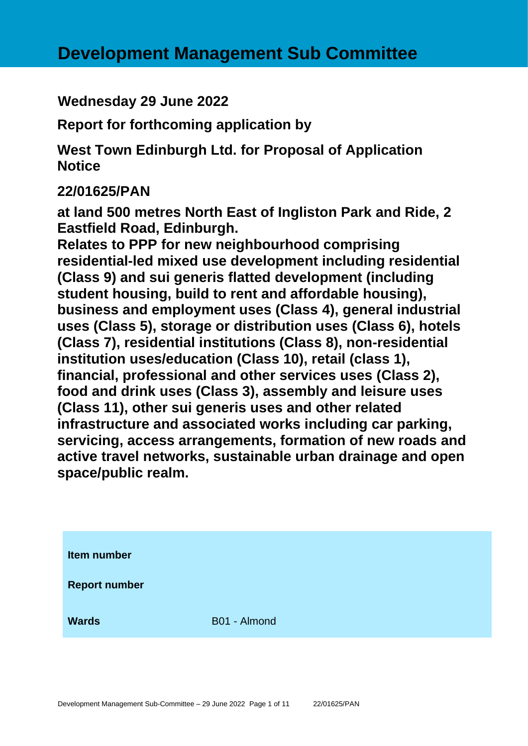# Development Management Sub Committee

**Wednesday 29 June 2022**

**Report for forthcoming application by**

**West Town Edinburgh Ltd. for Proposal of Application Notice**

**22/01625/PAN**

**at land 500 metres North East of Ingliston Park and Ride, 2 Eastfield Road, Edinburgh.**
**Relates to PPP for new neighbourhood comprising residential-led mixed use development including residential (Class 9) and sui generis flatted development (including student housing, build to rent and affordable housing), business and employment uses (Class 4), general industrial uses (Class 5), storage or distribution uses (Class 6), hotels (Class 7), residential institutions (Class 8), non-residential institution uses/education (Class 10), retail (class 1), financial, professional and other services uses (Class 2), food and drink uses (Class 3), assembly and leisure uses (Class 11), other sui generis uses and other related infrastructure and associated works including car parking, servicing, access arrangements, formation of new roads and active travel networks, sustainable urban drainage and open space/public realm.**

| | |
|---|---|
| **Item number** | |
| **Report number** | |
| **Wards** | B01 - Almond |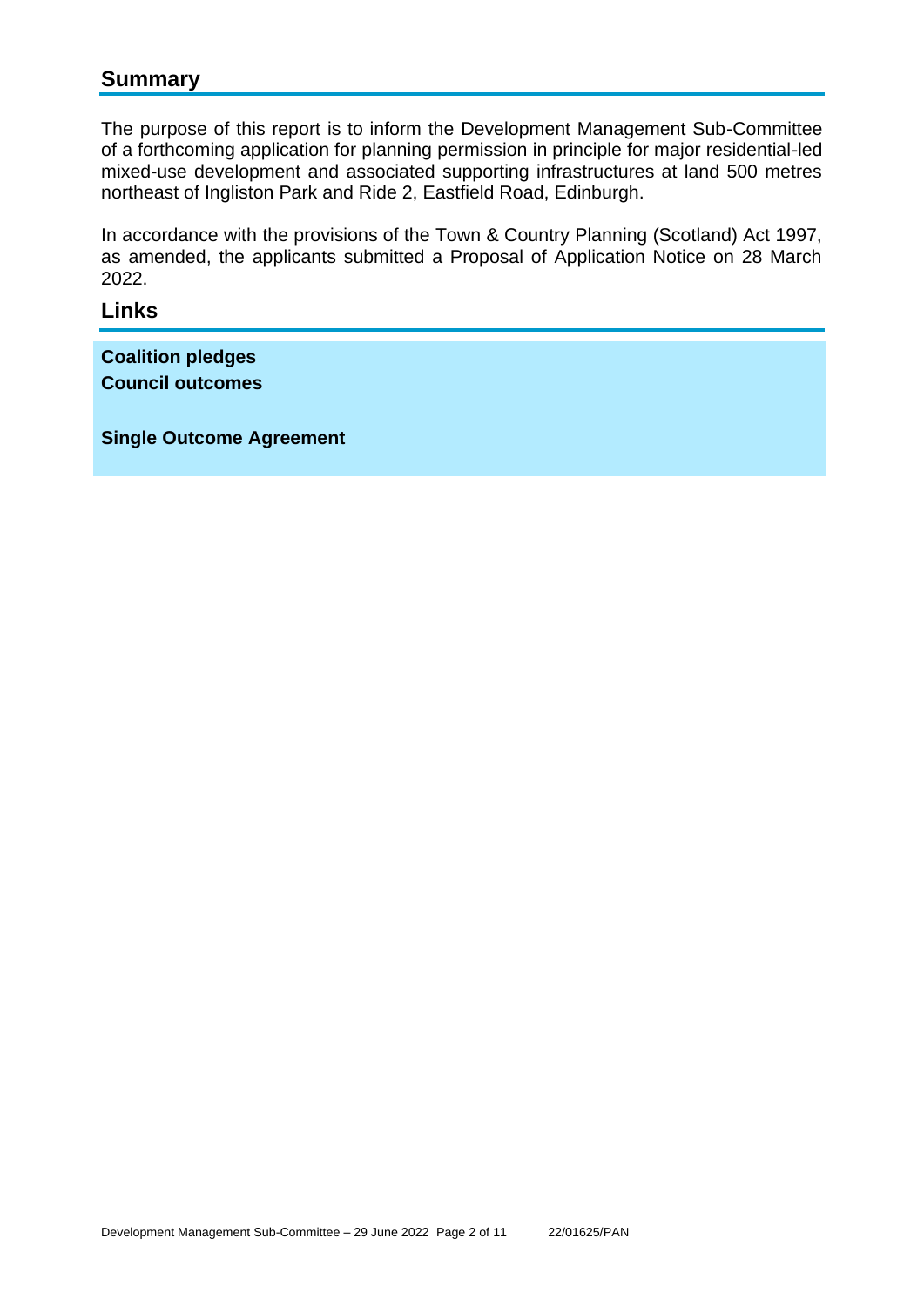## Summary

The purpose of this report is to inform the Development Management Sub-Committee of a forthcoming application for planning permission in principle for major residential-led mixed-use development and associated supporting infrastructures at land 500 metres northeast of Ingliston Park and Ride 2, Eastfield Road, Edinburgh.

In accordance with the provisions of the Town & Country Planning (Scotland) Act 1997, as amended, the applicants submitted a Proposal of Application Notice on 28 March 2022.

## Links

**Coalition pledges**
**Council outcomes**

**Single Outcome Agreement**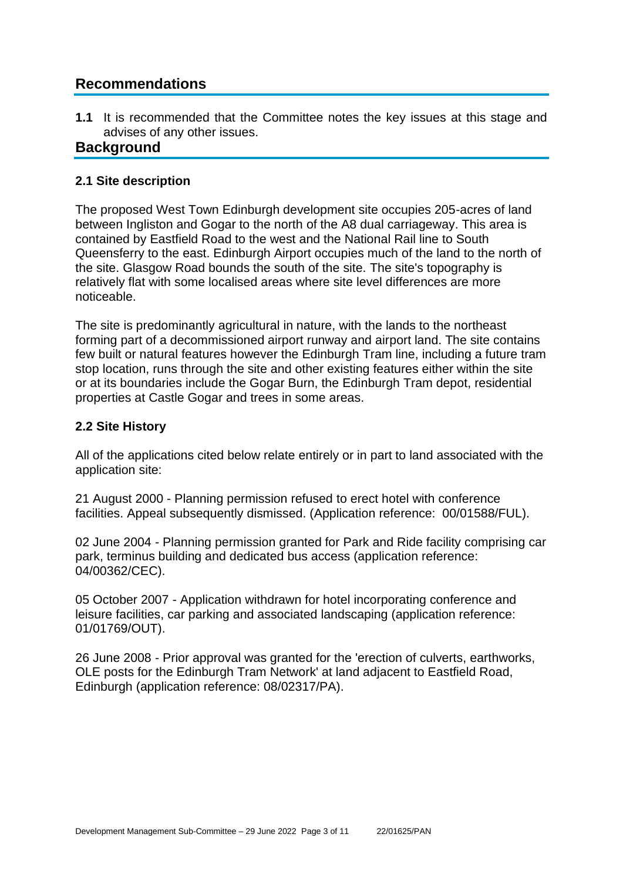## Recommendations

**1.1** It is recommended that the Committee notes the key issues at this stage and advises of any other issues.

## Background

### 2.1 Site description

The proposed West Town Edinburgh development site occupies 205-acres of land between Ingliston and Gogar to the north of the A8 dual carriageway. This area is contained by Eastfield Road to the west and the National Rail line to South Queensferry to the east. Edinburgh Airport occupies much of the land to the north of the site. Glasgow Road bounds the south of the site. The site's topography is relatively flat with some localised areas where site level differences are more noticeable.

The site is predominantly agricultural in nature, with the lands to the northeast forming part of a decommissioned airport runway and airport land. The site contains few built or natural features however the Edinburgh Tram line, including a future tram stop location, runs through the site and other existing features either within the site or at its boundaries include the Gogar Burn, the Edinburgh Tram depot, residential properties at Castle Gogar and trees in some areas.

### 2.2 Site History

All of the applications cited below relate entirely or in part to land associated with the application site:

21 August 2000 - Planning permission refused to erect hotel with conference facilities. Appeal subsequently dismissed. (Application reference: 00/01588/FUL).

02 June 2004 - Planning permission granted for Park and Ride facility comprising car park, terminus building and dedicated bus access (application reference: 04/00362/CEC).

05 October 2007 - Application withdrawn for hotel incorporating conference and leisure facilities, car parking and associated landscaping (application reference: 01/01769/OUT).

26 June 2008 - Prior approval was granted for the 'erection of culverts, earthworks, OLE posts for the Edinburgh Tram Network' at land adjacent to Eastfield Road, Edinburgh (application reference: 08/02317/PA).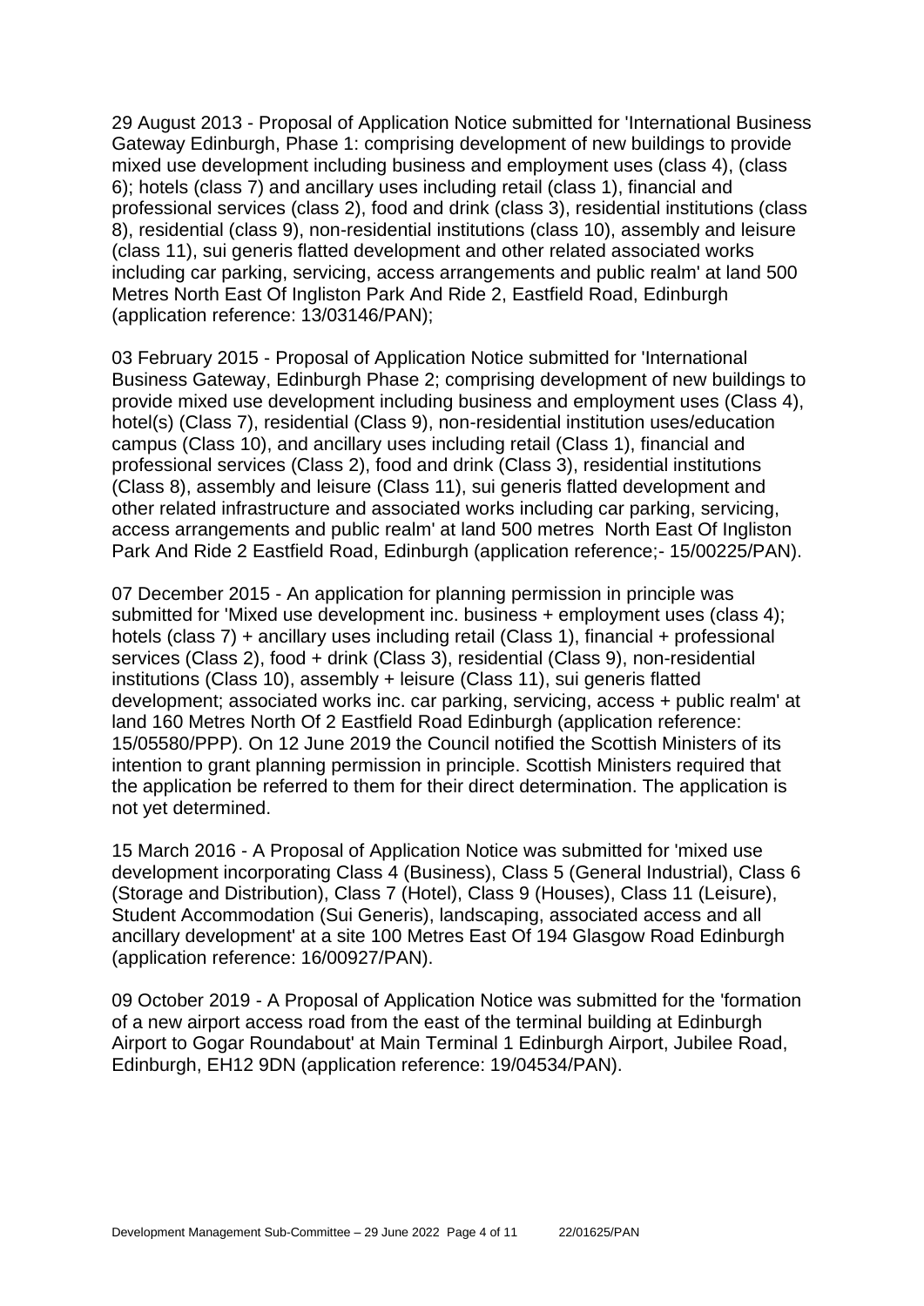29 August 2013 - Proposal of Application Notice submitted for 'International Business Gateway Edinburgh, Phase 1: comprising development of new buildings to provide mixed use development including business and employment uses (class 4), (class 6); hotels (class 7) and ancillary uses including retail (class 1), financial and professional services (class 2), food and drink (class 3), residential institutions (class 8), residential (class 9), non-residential institutions (class 10), assembly and leisure (class 11), sui generis flatted development and other related associated works including car parking, servicing, access arrangements and public realm' at land 500 Metres North East Of Ingliston Park And Ride 2, Eastfield Road, Edinburgh (application reference: 13/03146/PAN);

03 February 2015 - Proposal of Application Notice submitted for 'International Business Gateway, Edinburgh Phase 2; comprising development of new buildings to provide mixed use development including business and employment uses (Class 4), hotel(s) (Class 7), residential (Class 9), non-residential institution uses/education campus (Class 10), and ancillary uses including retail (Class 1), financial and professional services (Class 2), food and drink (Class 3), residential institutions (Class 8), assembly and leisure (Class 11), sui generis flatted development and other related infrastructure and associated works including car parking, servicing, access arrangements and public realm' at land 500 metres North East Of Ingliston Park And Ride 2 Eastfield Road, Edinburgh (application reference;- 15/00225/PAN).

07 December 2015 - An application for planning permission in principle was submitted for 'Mixed use development inc. business + employment uses (class 4); hotels (class 7) + ancillary uses including retail (Class 1), financial + professional services (Class 2), food + drink (Class 3), residential (Class 9), non-residential institutions (Class 10), assembly + leisure (Class 11), sui generis flatted development; associated works inc. car parking, servicing, access + public realm' at land 160 Metres North Of 2 Eastfield Road Edinburgh (application reference: 15/05580/PPP). On 12 June 2019 the Council notified the Scottish Ministers of its intention to grant planning permission in principle. Scottish Ministers required that the application be referred to them for their direct determination. The application is not yet determined.

15 March 2016 - A Proposal of Application Notice was submitted for 'mixed use development incorporating Class 4 (Business), Class 5 (General Industrial), Class 6 (Storage and Distribution), Class 7 (Hotel), Class 9 (Houses), Class 11 (Leisure), Student Accommodation (Sui Generis), landscaping, associated access and all ancillary development' at a site 100 Metres East Of 194 Glasgow Road Edinburgh (application reference: 16/00927/PAN).

09 October 2019 - A Proposal of Application Notice was submitted for the 'formation of a new airport access road from the east of the terminal building at Edinburgh Airport to Gogar Roundabout' at Main Terminal 1 Edinburgh Airport, Jubilee Road, Edinburgh, EH12 9DN (application reference: 19/04534/PAN).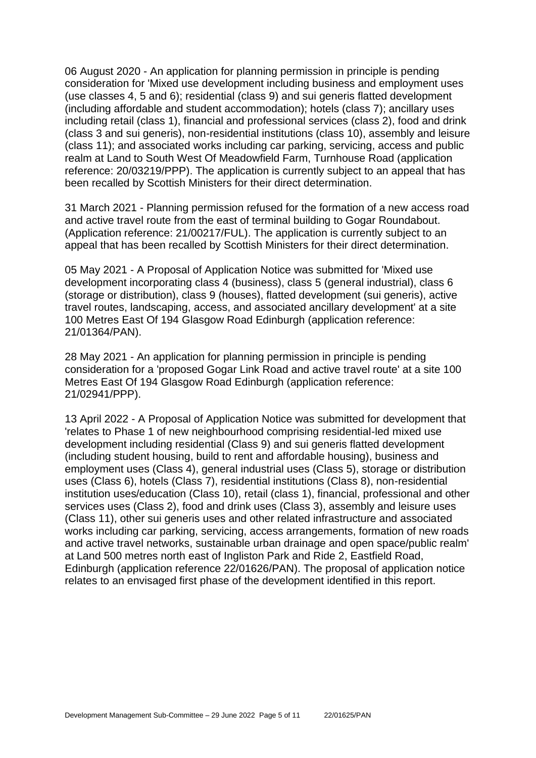06 August 2020 - An application for planning permission in principle is pending consideration for 'Mixed use development including business and employment uses (use classes 4, 5 and 6); residential (class 9) and sui generis flatted development (including affordable and student accommodation); hotels (class 7); ancillary uses including retail (class 1), financial and professional services (class 2), food and drink (class 3 and sui generis), non-residential institutions (class 10), assembly and leisure (class 11); and associated works including car parking, servicing, access and public realm at Land to South West Of Meadowfield Farm, Turnhouse Road (application reference: 20/03219/PPP). The application is currently subject to an appeal that has been recalled by Scottish Ministers for their direct determination.

31 March 2021 - Planning permission refused for the formation of a new access road and active travel route from the east of terminal building to Gogar Roundabout. (Application reference: 21/00217/FUL). The application is currently subject to an appeal that has been recalled by Scottish Ministers for their direct determination.

05 May 2021 - A Proposal of Application Notice was submitted for 'Mixed use development incorporating class 4 (business), class 5 (general industrial), class 6 (storage or distribution), class 9 (houses), flatted development (sui generis), active travel routes, landscaping, access, and associated ancillary development' at a site 100 Metres East Of 194 Glasgow Road Edinburgh (application reference: 21/01364/PAN).

28 May 2021 - An application for planning permission in principle is pending consideration for a 'proposed Gogar Link Road and active travel route' at a site 100 Metres East Of 194 Glasgow Road Edinburgh (application reference: 21/02941/PPP).

13 April 2022 - A Proposal of Application Notice was submitted for development that 'relates to Phase 1 of new neighbourhood comprising residential-led mixed use development including residential (Class 9) and sui generis flatted development (including student housing, build to rent and affordable housing), business and employment uses (Class 4), general industrial uses (Class 5), storage or distribution uses (Class 6), hotels (Class 7), residential institutions (Class 8), non-residential institution uses/education (Class 10), retail (class 1), financial, professional and other services uses (Class 2), food and drink uses (Class 3), assembly and leisure uses (Class 11), other sui generis uses and other related infrastructure and associated works including car parking, servicing, access arrangements, formation of new roads and active travel networks, sustainable urban drainage and open space/public realm' at Land 500 metres north east of Ingliston Park and Ride 2, Eastfield Road, Edinburgh (application reference 22/01626/PAN). The proposal of application notice relates to an envisaged first phase of the development identified in this report.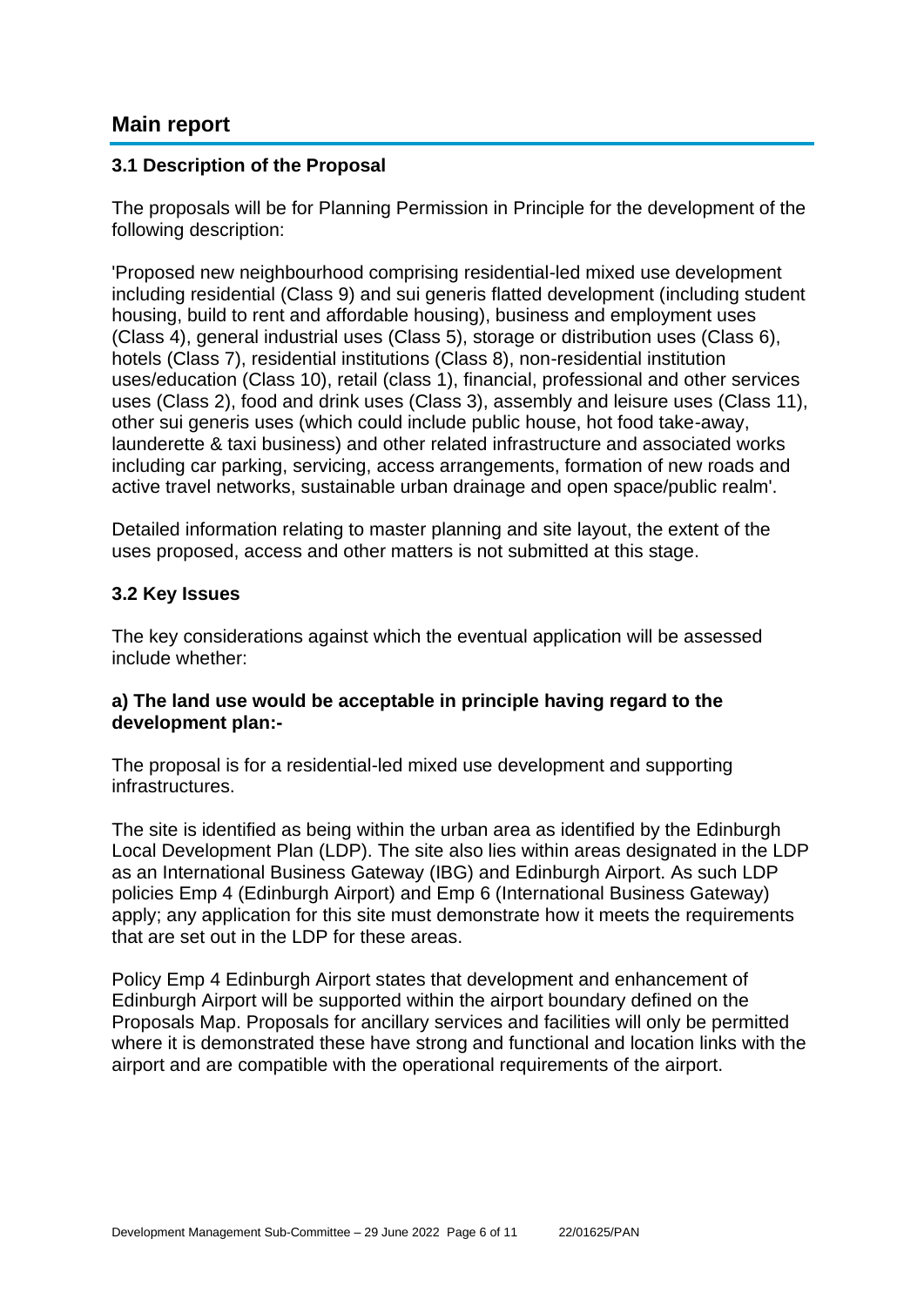## Main report

### 3.1 Description of the Proposal

The proposals will be for Planning Permission in Principle for the development of the following description:

'Proposed new neighbourhood comprising residential-led mixed use development including residential (Class 9) and sui generis flatted development (including student housing, build to rent and affordable housing), business and employment uses (Class 4), general industrial uses (Class 5), storage or distribution uses (Class 6), hotels (Class 7), residential institutions (Class 8), non-residential institution uses/education (Class 10), retail (class 1), financial, professional and other services uses (Class 2), food and drink uses (Class 3), assembly and leisure uses (Class 11), other sui generis uses (which could include public house, hot food take-away, launderette & taxi business) and other related infrastructure and associated works including car parking, servicing, access arrangements, formation of new roads and active travel networks, sustainable urban drainage and open space/public realm'.

Detailed information relating to master planning and site layout, the extent of the uses proposed, access and other matters is not submitted at this stage.

### 3.2 Key Issues

The key considerations against which the eventual application will be assessed include whether:

**a) The land use would be acceptable in principle having regard to the development plan:-**

The proposal is for a residential-led mixed use development and supporting infrastructures.

The site is identified as being within the urban area as identified by the Edinburgh Local Development Plan (LDP). The site also lies within areas designated in the LDP as an International Business Gateway (IBG) and Edinburgh Airport. As such LDP policies Emp 4 (Edinburgh Airport) and Emp 6 (International Business Gateway) apply; any application for this site must demonstrate how it meets the requirements that are set out in the LDP for these areas.

Policy Emp 4 Edinburgh Airport states that development and enhancement of Edinburgh Airport will be supported within the airport boundary defined on the Proposals Map. Proposals for ancillary services and facilities will only be permitted where it is demonstrated these have strong and functional and location links with the airport and are compatible with the operational requirements of the airport.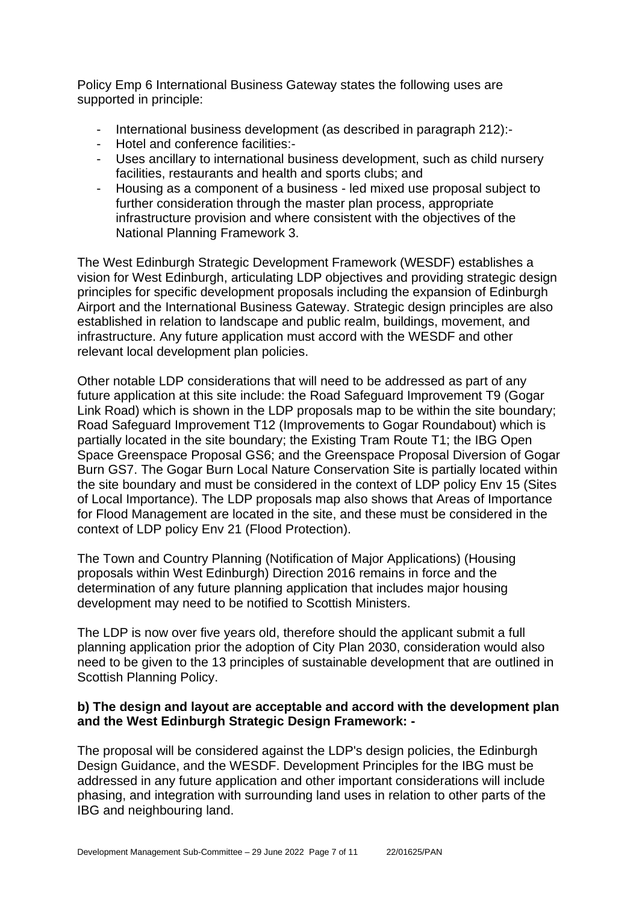Policy Emp 6 International Business Gateway states the following uses are supported in principle:

- International business development (as described in paragraph 212):-
- Hotel and conference facilities:-
- Uses ancillary to international business development, such as child nursery facilities, restaurants and health and sports clubs; and
- Housing as a component of a business - led mixed use proposal subject to further consideration through the master plan process, appropriate infrastructure provision and where consistent with the objectives of the National Planning Framework 3.

The West Edinburgh Strategic Development Framework (WESDF) establishes a vision for West Edinburgh, articulating LDP objectives and providing strategic design principles for specific development proposals including the expansion of Edinburgh Airport and the International Business Gateway. Strategic design principles are also established in relation to landscape and public realm, buildings, movement, and infrastructure. Any future application must accord with the WESDF and other relevant local development plan policies.

Other notable LDP considerations that will need to be addressed as part of any future application at this site include: the Road Safeguard Improvement T9 (Gogar Link Road) which is shown in the LDP proposals map to be within the site boundary; Road Safeguard Improvement T12 (Improvements to Gogar Roundabout) which is partially located in the site boundary; the Existing Tram Route T1; the IBG Open Space Greenspace Proposal GS6; and the Greenspace Proposal Diversion of Gogar Burn GS7. The Gogar Burn Local Nature Conservation Site is partially located within the site boundary and must be considered in the context of LDP policy Env 15 (Sites of Local Importance). The LDP proposals map also shows that Areas of Importance for Flood Management are located in the site, and these must be considered in the context of LDP policy Env 21 (Flood Protection).

The Town and Country Planning (Notification of Major Applications) (Housing proposals within West Edinburgh) Direction 2016 remains in force and the determination of any future planning application that includes major housing development may need to be notified to Scottish Ministers.

The LDP is now over five years old, therefore should the applicant submit a full planning application prior the adoption of City Plan 2030, consideration would also need to be given to the 13 principles of sustainable development that are outlined in Scottish Planning Policy.

**b) The design and layout are acceptable and accord with the development plan and the West Edinburgh Strategic Design Framework: -**

The proposal will be considered against the LDP's design policies, the Edinburgh Design Guidance, and the WESDF. Development Principles for the IBG must be addressed in any future application and other important considerations will include phasing, and integration with surrounding land uses in relation to other parts of the IBG and neighbouring land.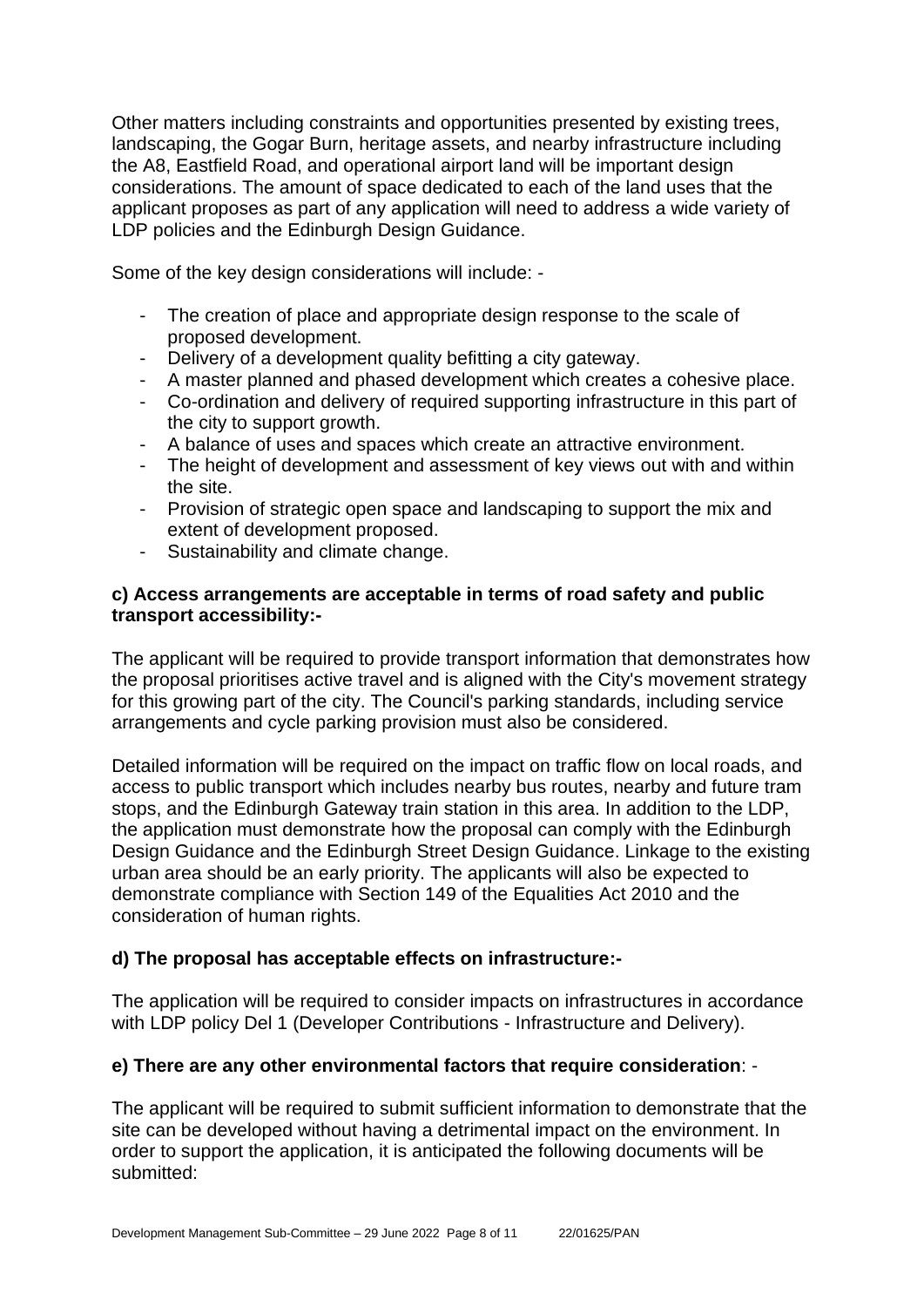Other matters including constraints and opportunities presented by existing trees, landscaping, the Gogar Burn, heritage assets, and nearby infrastructure including the A8, Eastfield Road, and operational airport land will be important design considerations. The amount of space dedicated to each of the land uses that the applicant proposes as part of any application will need to address a wide variety of LDP policies and the Edinburgh Design Guidance.

Some of the key design considerations will include: -

- The creation of place and appropriate design response to the scale of proposed development.
- Delivery of a development quality befitting a city gateway.
- A master planned and phased development which creates a cohesive place.
- Co-ordination and delivery of required supporting infrastructure in this part of the city to support growth.
- A balance of uses and spaces which create an attractive environment.
- The height of development and assessment of key views out with and within the site.
- Provision of strategic open space and landscaping to support the mix and extent of development proposed.
- Sustainability and climate change.

**c) Access arrangements are acceptable in terms of road safety and public transport accessibility:-**

The applicant will be required to provide transport information that demonstrates how the proposal prioritises active travel and is aligned with the City's movement strategy for this growing part of the city. The Council's parking standards, including service arrangements and cycle parking provision must also be considered.

Detailed information will be required on the impact on traffic flow on local roads, and access to public transport which includes nearby bus routes, nearby and future tram stops, and the Edinburgh Gateway train station in this area. In addition to the LDP, the application must demonstrate how the proposal can comply with the Edinburgh Design Guidance and the Edinburgh Street Design Guidance. Linkage to the existing urban area should be an early priority. The applicants will also be expected to demonstrate compliance with Section 149 of the Equalities Act 2010 and the consideration of human rights.

**d) The proposal has acceptable effects on infrastructure:-**

The application will be required to consider impacts on infrastructures in accordance with LDP policy Del 1 (Developer Contributions - Infrastructure and Delivery).

**e) There are any other environmental factors that require consideration**: -

The applicant will be required to submit sufficient information to demonstrate that the site can be developed without having a detrimental impact on the environment. In order to support the application, it is anticipated the following documents will be submitted: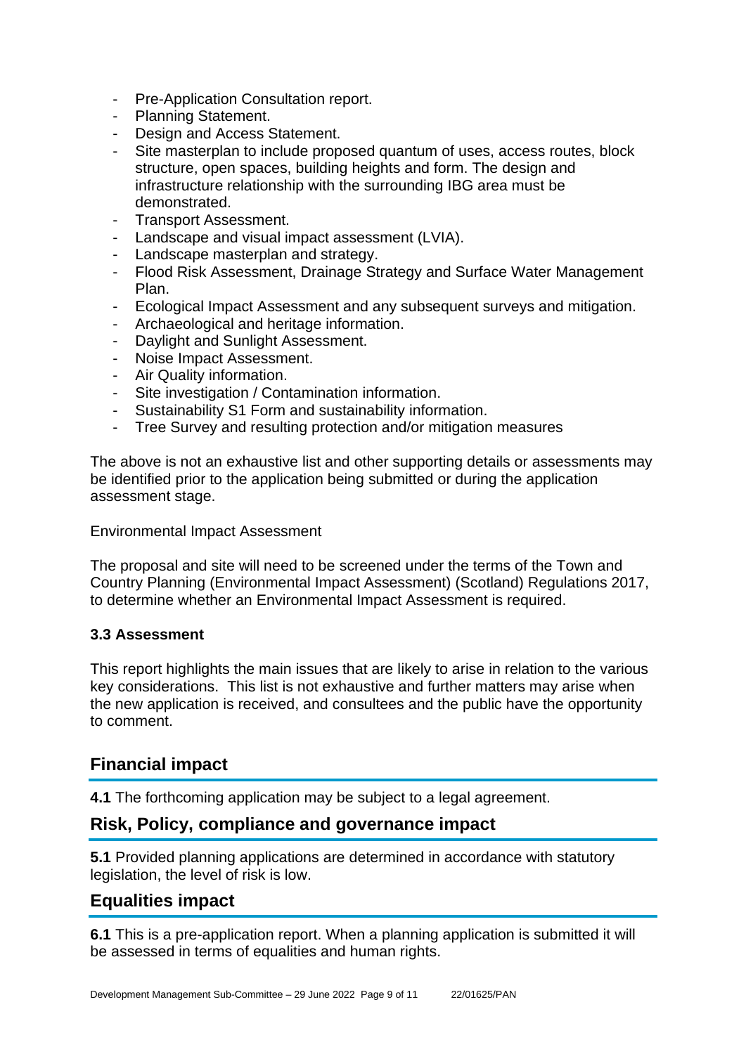- Pre-Application Consultation report.
- Planning Statement.
- Design and Access Statement.
- Site masterplan to include proposed quantum of uses, access routes, block structure, open spaces, building heights and form. The design and infrastructure relationship with the surrounding IBG area must be demonstrated.
- Transport Assessment.
- Landscape and visual impact assessment (LVIA).
- Landscape masterplan and strategy.
- Flood Risk Assessment, Drainage Strategy and Surface Water Management Plan.
- Ecological Impact Assessment and any subsequent surveys and mitigation.
- Archaeological and heritage information.
- Daylight and Sunlight Assessment.
- Noise Impact Assessment.
- Air Quality information.
- Site investigation / Contamination information.
- Sustainability S1 Form and sustainability information.
- Tree Survey and resulting protection and/or mitigation measures

The above is not an exhaustive list and other supporting details or assessments may be identified prior to the application being submitted or during the application assessment stage.

Environmental Impact Assessment

The proposal and site will need to be screened under the terms of the Town and Country Planning (Environmental Impact Assessment) (Scotland) Regulations 2017, to determine whether an Environmental Impact Assessment is required.

**3.3 Assessment**

This report highlights the main issues that are likely to arise in relation to the various key considerations. This list is not exhaustive and further matters may arise when the new application is received, and consultees and the public have the opportunity to comment.

## Financial impact

**4.1** The forthcoming application may be subject to a legal agreement.

## Risk, Policy, compliance and governance impact

**5.1** Provided planning applications are determined in accordance with statutory legislation, the level of risk is low.

## Equalities impact

**6.1** This is a pre-application report. When a planning application is submitted it will be assessed in terms of equalities and human rights.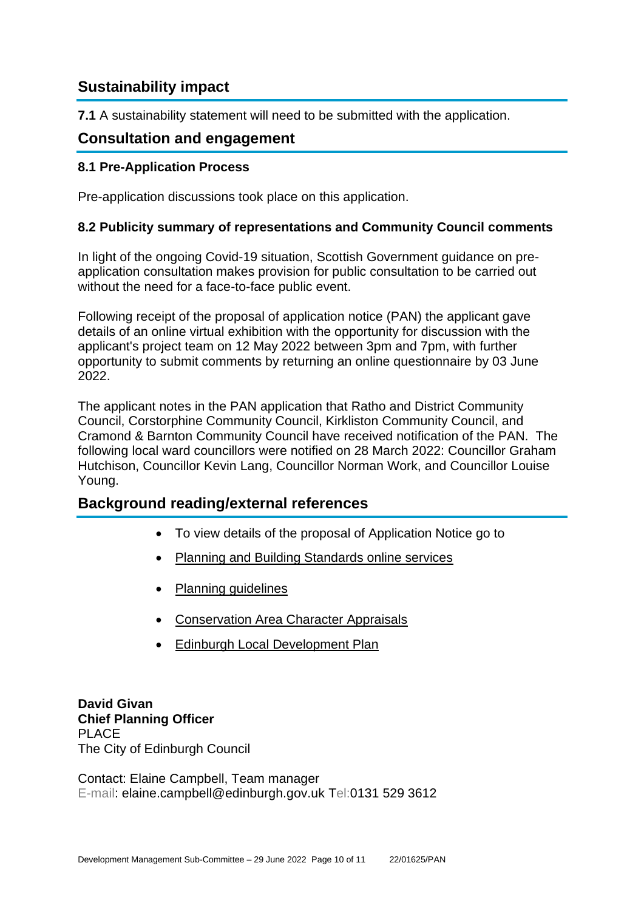## Sustainability impact

**7.1** A sustainability statement will need to be submitted with the application.

## Consultation and engagement

### 8.1 Pre-Application Process

Pre-application discussions took place on this application.

### 8.2 Publicity summary of representations and Community Council comments

In light of the ongoing Covid-19 situation, Scottish Government guidance on pre-application consultation makes provision for public consultation to be carried out without the need for a face-to-face public event.

Following receipt of the proposal of application notice (PAN) the applicant gave details of an online virtual exhibition with the opportunity for discussion with the applicant's project team on 12 May 2022 between 3pm and 7pm, with further opportunity to submit comments by returning an online questionnaire by 03 June 2022.

The applicant notes in the PAN application that Ratho and District Community Council, Corstorphine Community Council, Kirkliston Community Council, and Cramond & Barnton Community Council have received notification of the PAN. The following local ward councillors were notified on 28 March 2022: Councillor Graham Hutchison, Councillor Kevin Lang, Councillor Norman Work, and Councillor Louise Young.

## Background reading/external references

- To view details of the proposal of Application Notice go to
- Planning and Building Standards online services
- Planning guidelines
- Conservation Area Character Appraisals
- Edinburgh Local Development Plan

**David Givan**
**Chief Planning Officer**
PLACE
The City of Edinburgh Council

Contact: Elaine Campbell, Team manager
E-mail: elaine.campbell@edinburgh.gov.uk Tel:0131 529 3612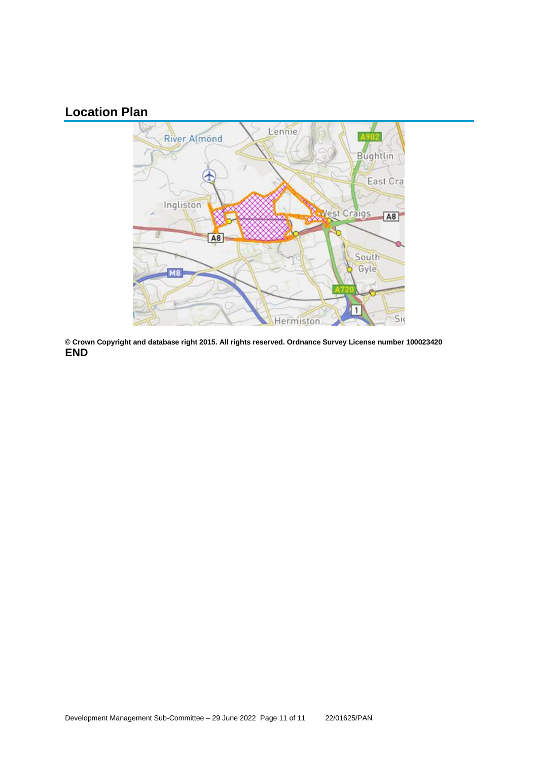## Location Plan

River Almond
Lennie
A902
Bughtlin
East Cra
Ingliston
West Craigs
A8
A8
South
Gyle
M8
A720
1
Hermiston
Si

**© Crown Copyright and database right 2015. All rights reserved. Ordnance Survey License number 100023420**

**END**